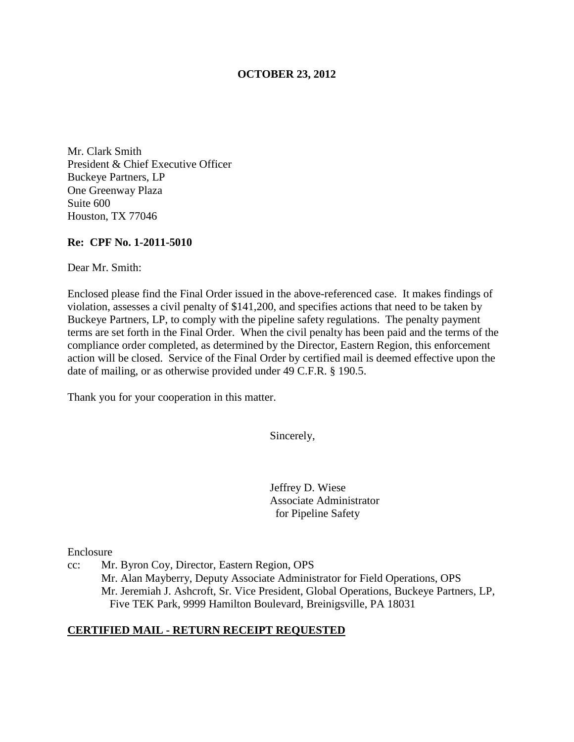**OCTOBER 23, 2012**

Mr. Clark Smith
President & Chief Executive Officer
Buckeye Partners, LP
One Greenway Plaza
Suite 600
Houston, TX 77046

**Re: CPF No. 1-2011-5010**

Dear Mr. Smith:

Enclosed please find the Final Order issued in the above-referenced case. It makes findings of violation, assesses a civil penalty of $141,200, and specifies actions that need to be taken by Buckeye Partners, LP, to comply with the pipeline safety regulations. The penalty payment terms are set forth in the Final Order. When the civil penalty has been paid and the terms of the compliance order completed, as determined by the Director, Eastern Region, this enforcement action will be closed. Service of the Final Order by certified mail is deemed effective upon the date of mailing, or as otherwise provided under 49 C.F.R. § 190.5.

Thank you for your cooperation in this matter.

Sincerely,

Jeffrey D. Wiese
Associate Administrator
for Pipeline Safety

Enclosure

cc: Mr. Byron Coy, Director, Eastern Region, OPS
Mr. Alan Mayberry, Deputy Associate Administrator for Field Operations, OPS
Mr. Jeremiah J. Ashcroft, Sr. Vice President, Global Operations, Buckeye Partners, LP, Five TEK Park, 9999 Hamilton Boulevard, Breinigsville, PA 18031

**CERTIFIED MAIL - RETURN RECEIPT REQUESTED**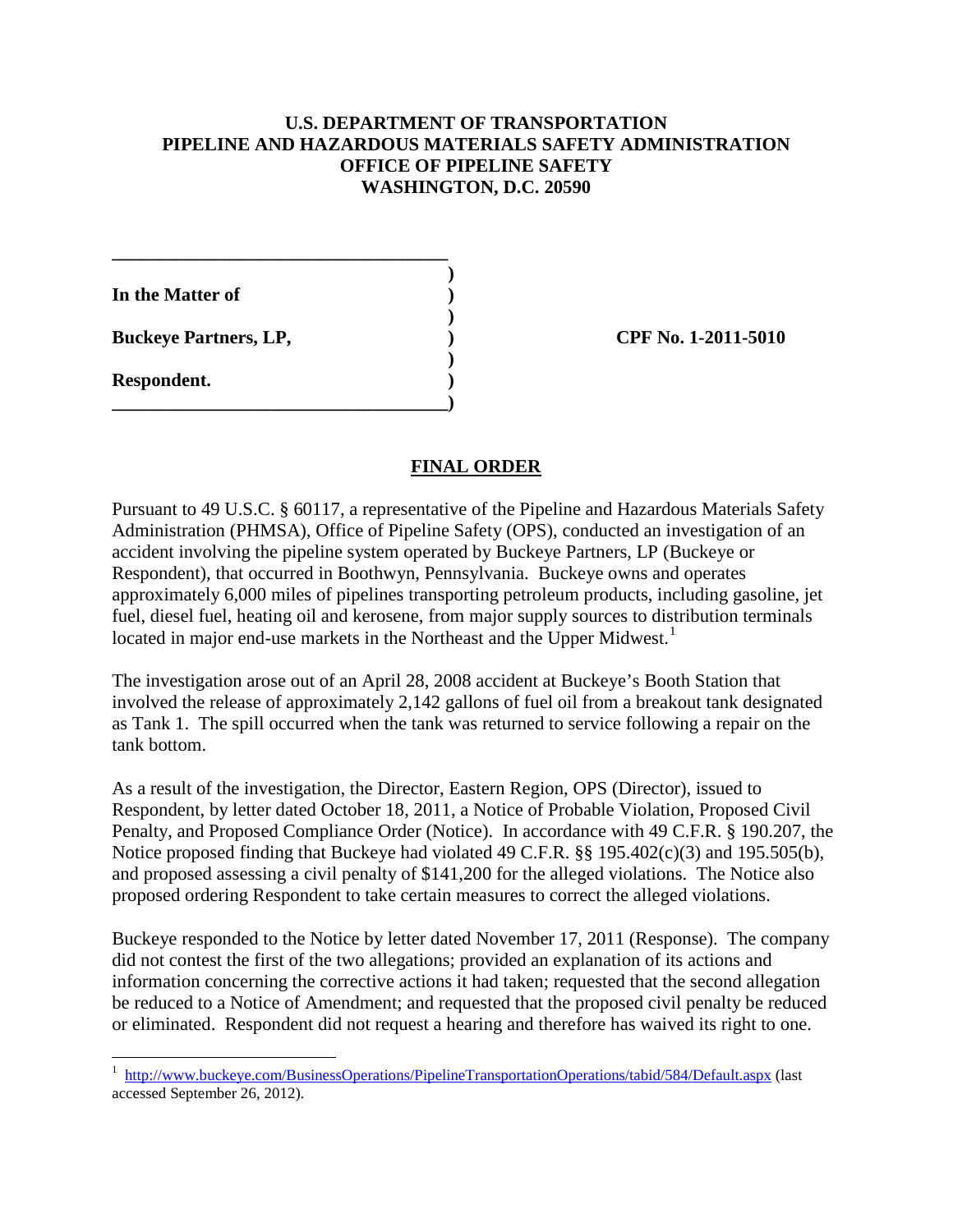**U.S. DEPARTMENT OF TRANSPORTATION**
**PIPELINE AND HAZARDOUS MATERIALS SAFETY ADMINISTRATION**
**OFFICE OF PIPELINE SAFETY**
**WASHINGTON, D.C. 20590**

| | |
|---|---|
| **In the Matter of** | |
| **Buckeye Partners, LP,** | **CPF No. 1-2011-5010** |
| **Respondent.** | |

## FINAL ORDER

Pursuant to 49 U.S.C. § 60117, a representative of the Pipeline and Hazardous Materials Safety Administration (PHMSA), Office of Pipeline Safety (OPS), conducted an investigation of an accident involving the pipeline system operated by Buckeye Partners, LP (Buckeye or Respondent), that occurred in Boothwyn, Pennsylvania. Buckeye owns and operates approximately 6,000 miles of pipelines transporting petroleum products, including gasoline, jet fuel, diesel fuel, heating oil and kerosene, from major supply sources to distribution terminals located in major end-use markets in the Northeast and the Upper Midwest.[1]

The investigation arose out of an April 28, 2008 accident at Buckeye's Booth Station that involved the release of approximately 2,142 gallons of fuel oil from a breakout tank designated as Tank 1. The spill occurred when the tank was returned to service following a repair on the tank bottom.

As a result of the investigation, the Director, Eastern Region, OPS (Director), issued to Respondent, by letter dated October 18, 2011, a Notice of Probable Violation, Proposed Civil Penalty, and Proposed Compliance Order (Notice). In accordance with 49 C.F.R. § 190.207, the Notice proposed finding that Buckeye had violated 49 C.F.R. §§ 195.402(c)(3) and 195.505(b), and proposed assessing a civil penalty of $141,200 for the alleged violations. The Notice also proposed ordering Respondent to take certain measures to correct the alleged violations.

Buckeye responded to the Notice by letter dated November 17, 2011 (Response). The company did not contest the first of the two allegations; provided an explanation of its actions and information concerning the corrective actions it had taken; requested that the second allegation be reduced to a Notice of Amendment; and requested that the proposed civil penalty be reduced or eliminated. Respondent did not request a hearing and therefore has waived its right to one.

---

[1] http://www.buckeye.com/BusinessOperations/PipelineTransportationOperations/tabid/584/Default.aspx (last accessed September 26, 2012).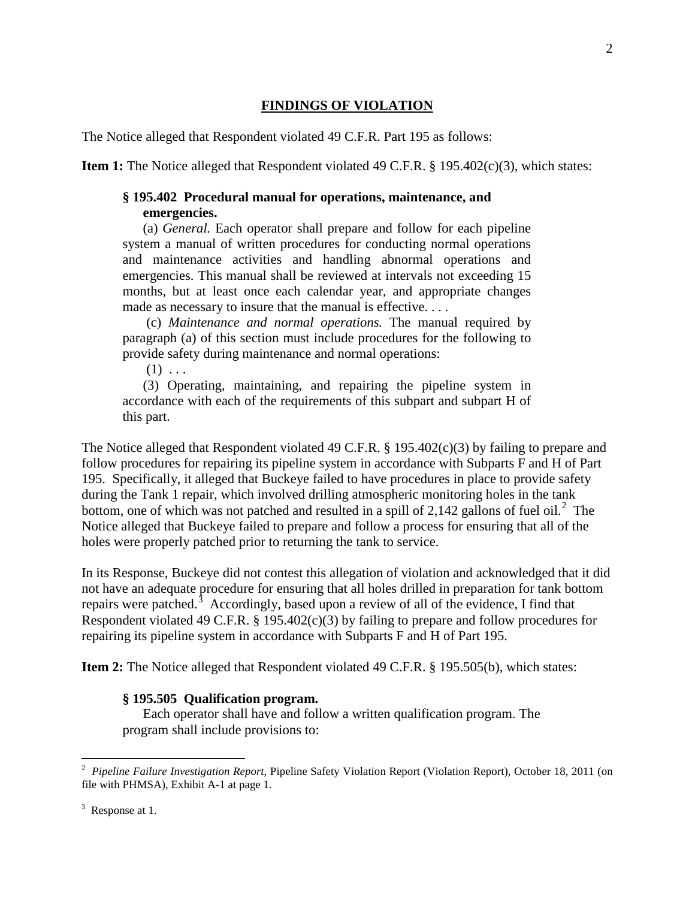## FINDINGS OF VIOLATION

The Notice alleged that Respondent violated 49 C.F.R. Part 195 as follows:

**Item 1:** The Notice alleged that Respondent violated 49 C.F.R. § 195.402(c)(3), which states:

> **§ 195.402 Procedural manual for operations, maintenance, and emergencies.**
>
> (a) *General.* Each operator shall prepare and follow for each pipeline system a manual of written procedures for conducting normal operations and maintenance activities and handling abnormal operations and emergencies. This manual shall be reviewed at intervals not exceeding 15 months, but at least once each calendar year, and appropriate changes made as necessary to insure that the manual is effective. . . .
>
> (c) *Maintenance and normal operations.* The manual required by paragraph (a) of this section must include procedures for the following to provide safety during maintenance and normal operations:
>
> (1) . . .
>
> (3) Operating, maintaining, and repairing the pipeline system in accordance with each of the requirements of this subpart and subpart H of this part.

The Notice alleged that Respondent violated 49 C.F.R. § 195.402(c)(3) by failing to prepare and follow procedures for repairing its pipeline system in accordance with Subparts F and H of Part 195. Specifically, it alleged that Buckeye failed to have procedures in place to provide safety during the Tank 1 repair, which involved drilling atmospheric monitoring holes in the tank bottom, one of which was not patched and resulted in a spill of 2,142 gallons of fuel oil.[2] The Notice alleged that Buckeye failed to prepare and follow a process for ensuring that all of the holes were properly patched prior to returning the tank to service.

In its Response, Buckeye did not contest this allegation of violation and acknowledged that it did not have an adequate procedure for ensuring that all holes drilled in preparation for tank bottom repairs were patched.[3] Accordingly, based upon a review of all of the evidence, I find that Respondent violated 49 C.F.R. § 195.402(c)(3) by failing to prepare and follow procedures for repairing its pipeline system in accordance with Subparts F and H of Part 195.

**Item 2:** The Notice alleged that Respondent violated 49 C.F.R. § 195.505(b), which states:

> **§ 195.505 Qualification program.**
>
> Each operator shall have and follow a written qualification program. The program shall include provisions to:

---

[2] *Pipeline Failure Investigation Report*, Pipeline Safety Violation Report (Violation Report), October 18, 2011 (on file with PHMSA), Exhibit A-1 at page 1.

[3] Response at 1.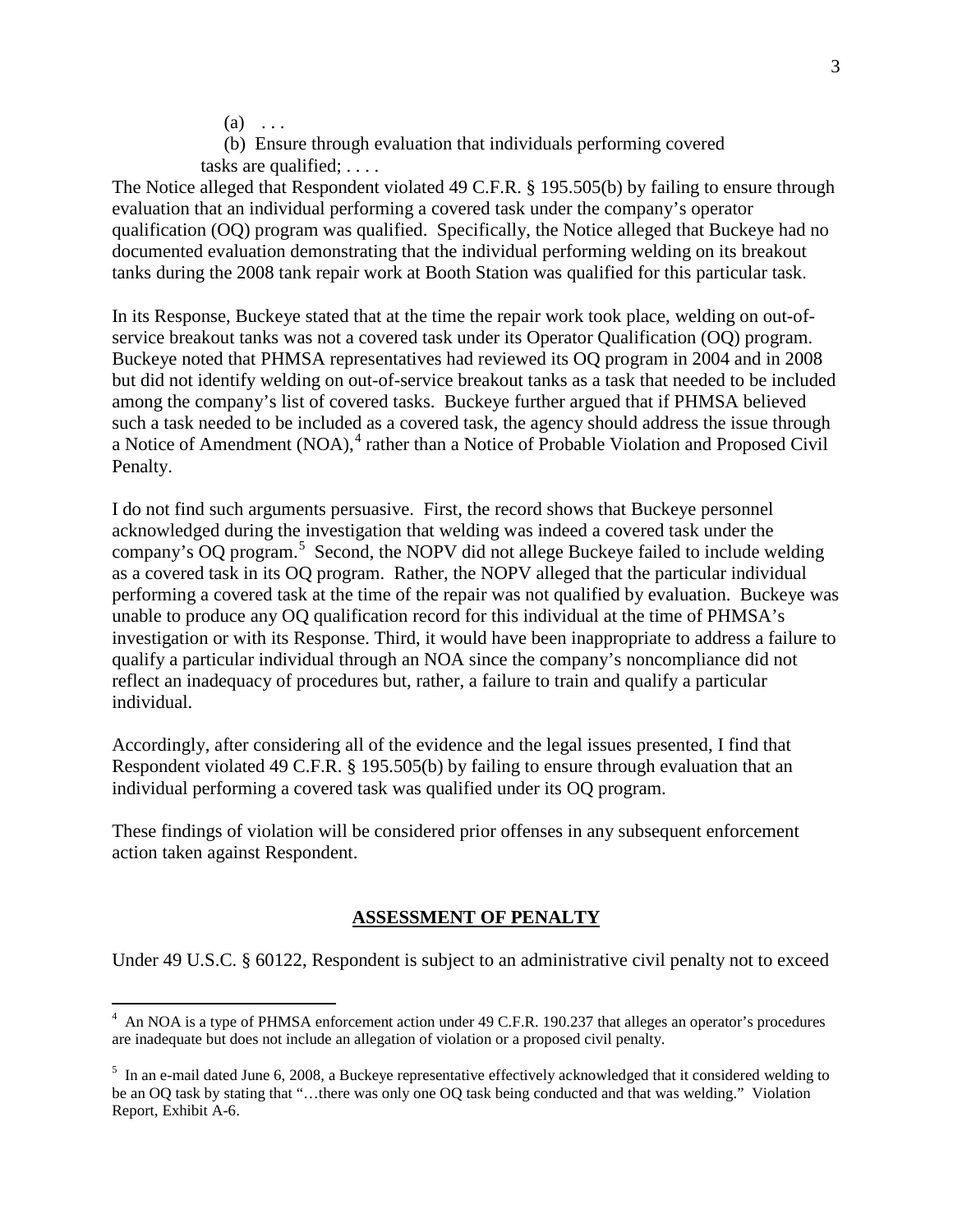(a) . . .

(b) Ensure through evaluation that individuals performing covered tasks are qualified; . . . .

The Notice alleged that Respondent violated 49 C.F.R. § 195.505(b) by failing to ensure through evaluation that an individual performing a covered task under the company's operator qualification (OQ) program was qualified. Specifically, the Notice alleged that Buckeye had no documented evaluation demonstrating that the individual performing welding on its breakout tanks during the 2008 tank repair work at Booth Station was qualified for this particular task.

In its Response, Buckeye stated that at the time the repair work took place, welding on out-of-service breakout tanks was not a covered task under its Operator Qualification (OQ) program. Buckeye noted that PHMSA representatives had reviewed its OQ program in 2004 and in 2008 but did not identify welding on out-of-service breakout tanks as a task that needed to be included among the company's list of covered tasks. Buckeye further argued that if PHMSA believed such a task needed to be included as a covered task, the agency should address the issue through a Notice of Amendment (NOA),[4] rather than a Notice of Probable Violation and Proposed Civil Penalty.

I do not find such arguments persuasive. First, the record shows that Buckeye personnel acknowledged during the investigation that welding was indeed a covered task under the company's OQ program.[5] Second, the NOPV did not allege Buckeye failed to include welding as a covered task in its OQ program. Rather, the NOPV alleged that the particular individual performing a covered task at the time of the repair was not qualified by evaluation. Buckeye was unable to produce any OQ qualification record for this individual at the time of PHMSA's investigation or with its Response. Third, it would have been inappropriate to address a failure to qualify a particular individual through an NOA since the company's noncompliance did not reflect an inadequacy of procedures but, rather, a failure to train and qualify a particular individual.

Accordingly, after considering all of the evidence and the legal issues presented, I find that Respondent violated 49 C.F.R. § 195.505(b) by failing to ensure through evaluation that an individual performing a covered task was qualified under its OQ program.

These findings of violation will be considered prior offenses in any subsequent enforcement action taken against Respondent.

## ASSESSMENT OF PENALTY

Under 49 U.S.C. § 60122, Respondent is subject to an administrative civil penalty not to exceed

---

[4] An NOA is a type of PHMSA enforcement action under 49 C.F.R. 190.237 that alleges an operator's procedures are inadequate but does not include an allegation of violation or a proposed civil penalty.

[5] In an e-mail dated June 6, 2008, a Buckeye representative effectively acknowledged that it considered welding to be an OQ task by stating that "…there was only one OQ task being conducted and that was welding." Violation Report, Exhibit A-6.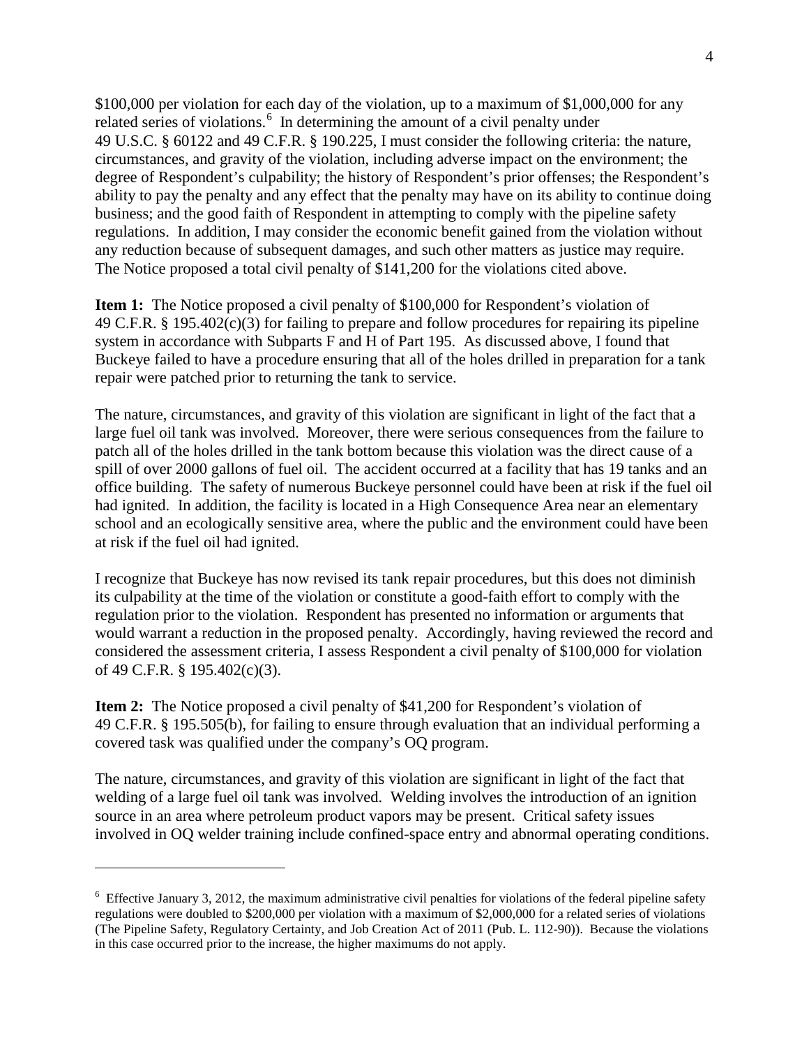$100,000 per violation for each day of the violation, up to a maximum of $1,000,000 for any related series of violations.[6] In determining the amount of a civil penalty under 49 U.S.C. § 60122 and 49 C.F.R. § 190.225, I must consider the following criteria: the nature, circumstances, and gravity of the violation, including adverse impact on the environment; the degree of Respondent's culpability; the history of Respondent's prior offenses; the Respondent's ability to pay the penalty and any effect that the penalty may have on its ability to continue doing business; and the good faith of Respondent in attempting to comply with the pipeline safety regulations. In addition, I may consider the economic benefit gained from the violation without any reduction because of subsequent damages, and such other matters as justice may require. The Notice proposed a total civil penalty of $141,200 for the violations cited above.

**Item 1:** The Notice proposed a civil penalty of $100,000 for Respondent's violation of 49 C.F.R. § 195.402(c)(3) for failing to prepare and follow procedures for repairing its pipeline system in accordance with Subparts F and H of Part 195. As discussed above, I found that Buckeye failed to have a procedure ensuring that all of the holes drilled in preparation for a tank repair were patched prior to returning the tank to service.

The nature, circumstances, and gravity of this violation are significant in light of the fact that a large fuel oil tank was involved. Moreover, there were serious consequences from the failure to patch all of the holes drilled in the tank bottom because this violation was the direct cause of a spill of over 2000 gallons of fuel oil. The accident occurred at a facility that has 19 tanks and an office building. The safety of numerous Buckeye personnel could have been at risk if the fuel oil had ignited. In addition, the facility is located in a High Consequence Area near an elementary school and an ecologically sensitive area, where the public and the environment could have been at risk if the fuel oil had ignited.

I recognize that Buckeye has now revised its tank repair procedures, but this does not diminish its culpability at the time of the violation or constitute a good-faith effort to comply with the regulation prior to the violation. Respondent has presented no information or arguments that would warrant a reduction in the proposed penalty. Accordingly, having reviewed the record and considered the assessment criteria, I assess Respondent a civil penalty of $100,000 for violation of 49 C.F.R. § 195.402(c)(3).

**Item 2:** The Notice proposed a civil penalty of $41,200 for Respondent's violation of 49 C.F.R. § 195.505(b), for failing to ensure through evaluation that an individual performing a covered task was qualified under the company's OQ program.

The nature, circumstances, and gravity of this violation are significant in light of the fact that welding of a large fuel oil tank was involved. Welding involves the introduction of an ignition source in an area where petroleum product vapors may be present. Critical safety issues involved in OQ welder training include confined-space entry and abnormal operating conditions.

---

[6] Effective January 3, 2012, the maximum administrative civil penalties for violations of the federal pipeline safety regulations were doubled to $200,000 per violation with a maximum of $2,000,000 for a related series of violations (The Pipeline Safety, Regulatory Certainty, and Job Creation Act of 2011 (Pub. L. 112-90)). Because the violations in this case occurred prior to the increase, the higher maximums do not apply.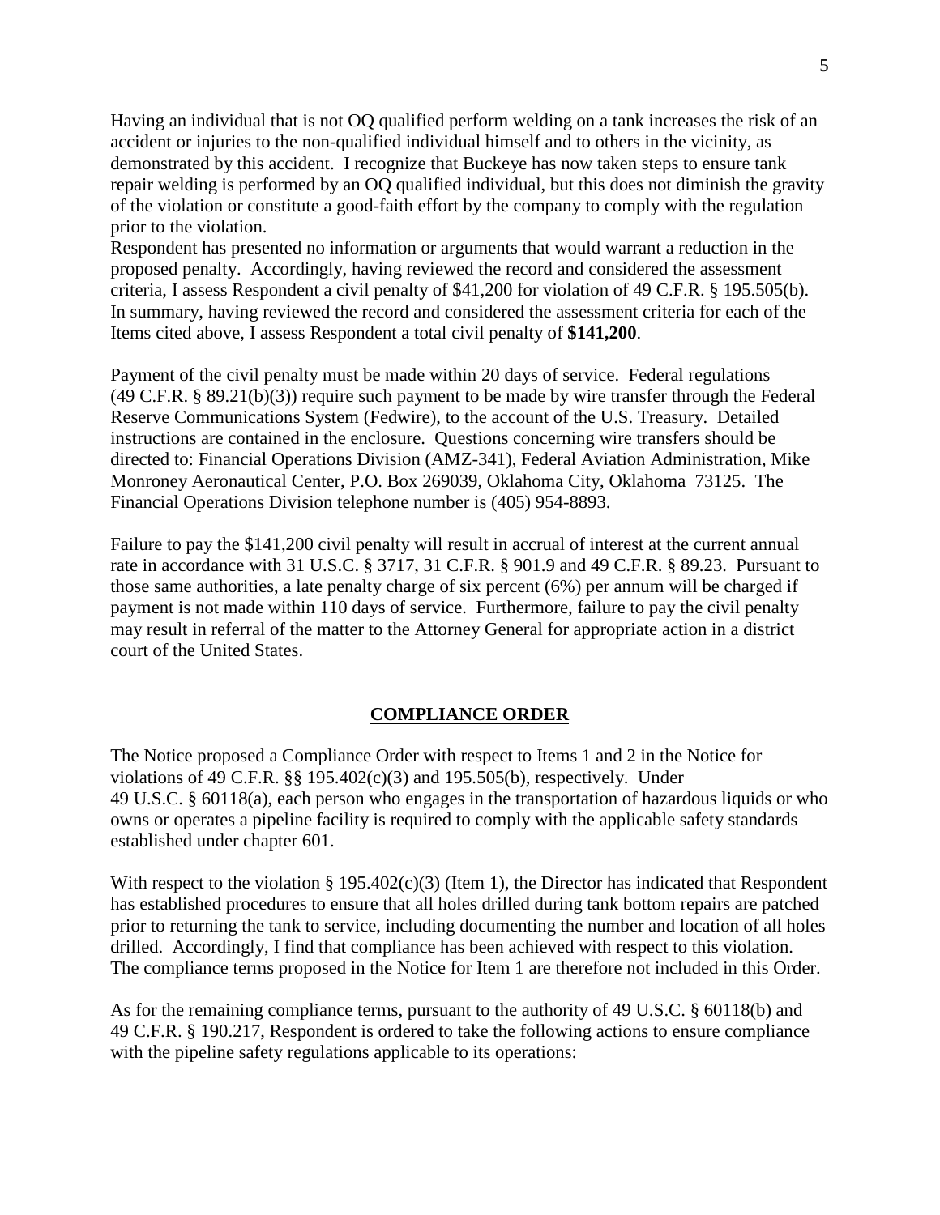Having an individual that is not OQ qualified perform welding on a tank increases the risk of an accident or injuries to the non-qualified individual himself and to others in the vicinity, as demonstrated by this accident. I recognize that Buckeye has now taken steps to ensure tank repair welding is performed by an OQ qualified individual, but this does not diminish the gravity of the violation or constitute a good-faith effort by the company to comply with the regulation prior to the violation.

Respondent has presented no information or arguments that would warrant a reduction in the proposed penalty. Accordingly, having reviewed the record and considered the assessment criteria, I assess Respondent a civil penalty of $41,200 for violation of 49 C.F.R. § 195.505(b).

In summary, having reviewed the record and considered the assessment criteria for each of the Items cited above, I assess Respondent a total civil penalty of **$141,200**.

Payment of the civil penalty must be made within 20 days of service. Federal regulations (49 C.F.R. § 89.21(b)(3)) require such payment to be made by wire transfer through the Federal Reserve Communications System (Fedwire), to the account of the U.S. Treasury. Detailed instructions are contained in the enclosure. Questions concerning wire transfers should be directed to: Financial Operations Division (AMZ-341), Federal Aviation Administration, Mike Monroney Aeronautical Center, P.O. Box 269039, Oklahoma City, Oklahoma 73125. The Financial Operations Division telephone number is (405) 954-8893.

Failure to pay the $141,200 civil penalty will result in accrual of interest at the current annual rate in accordance with 31 U.S.C. § 3717, 31 C.F.R. § 901.9 and 49 C.F.R. § 89.23. Pursuant to those same authorities, a late penalty charge of six percent (6%) per annum will be charged if payment is not made within 110 days of service. Furthermore, failure to pay the civil penalty may result in referral of the matter to the Attorney General for appropriate action in a district court of the United States.

## COMPLIANCE ORDER

The Notice proposed a Compliance Order with respect to Items 1 and 2 in the Notice for violations of 49 C.F.R. §§ 195.402(c)(3) and 195.505(b), respectively. Under 49 U.S.C. § 60118(a), each person who engages in the transportation of hazardous liquids or who owns or operates a pipeline facility is required to comply with the applicable safety standards established under chapter 601.

With respect to the violation § 195.402(c)(3) (Item 1), the Director has indicated that Respondent has established procedures to ensure that all holes drilled during tank bottom repairs are patched prior to returning the tank to service, including documenting the number and location of all holes drilled. Accordingly, I find that compliance has been achieved with respect to this violation. The compliance terms proposed in the Notice for Item 1 are therefore not included in this Order.

As for the remaining compliance terms, pursuant to the authority of 49 U.S.C. § 60118(b) and 49 C.F.R. § 190.217, Respondent is ordered to take the following actions to ensure compliance with the pipeline safety regulations applicable to its operations: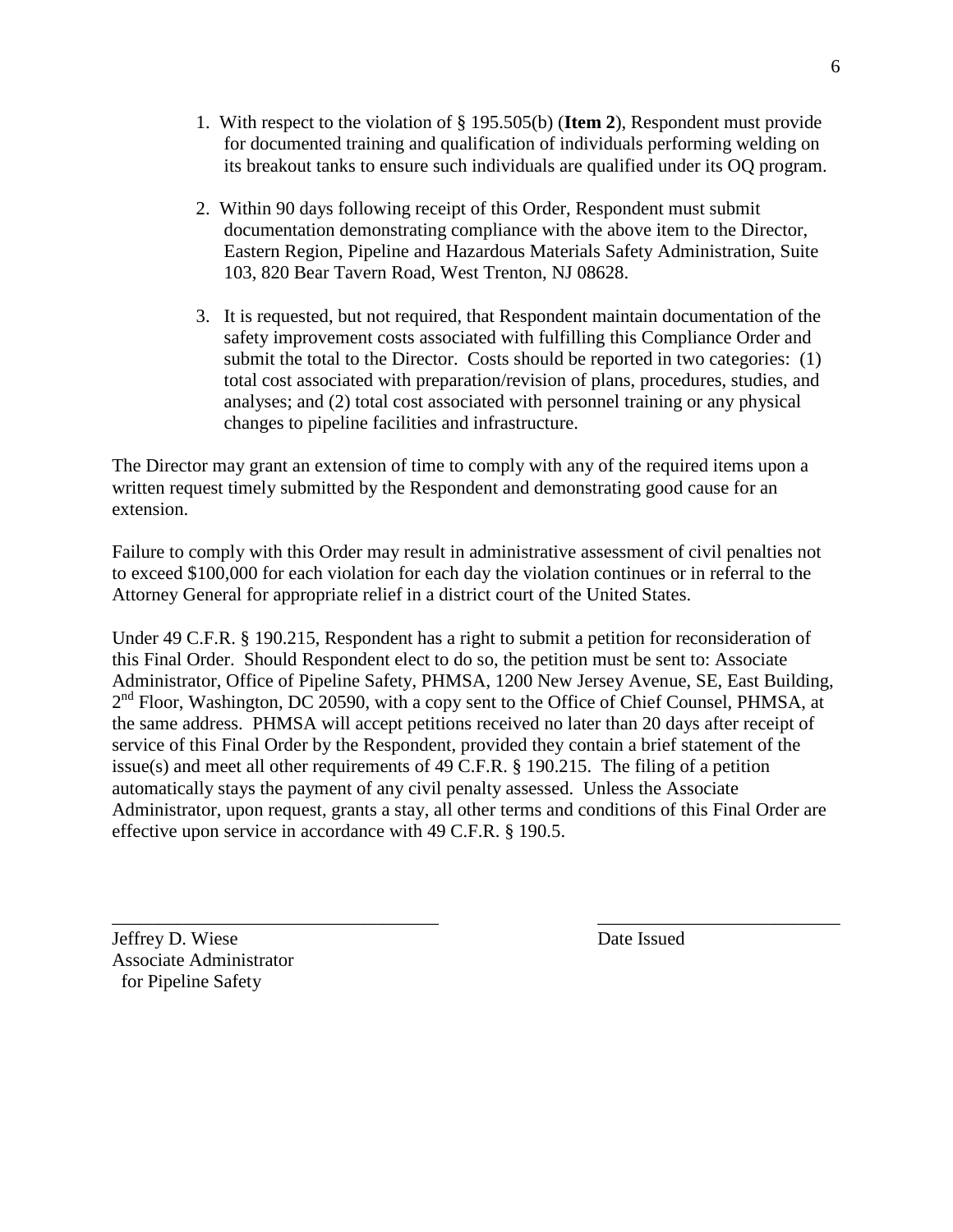1. With respect to the violation of § 195.505(b) (**Item 2**), Respondent must provide for documented training and qualification of individuals performing welding on its breakout tanks to ensure such individuals are qualified under its OQ program.

2. Within 90 days following receipt of this Order, Respondent must submit documentation demonstrating compliance with the above item to the Director, Eastern Region, Pipeline and Hazardous Materials Safety Administration, Suite 103, 820 Bear Tavern Road, West Trenton, NJ 08628.

3. It is requested, but not required, that Respondent maintain documentation of the safety improvement costs associated with fulfilling this Compliance Order and submit the total to the Director. Costs should be reported in two categories: (1) total cost associated with preparation/revision of plans, procedures, studies, and analyses; and (2) total cost associated with personnel training or any physical changes to pipeline facilities and infrastructure.

The Director may grant an extension of time to comply with any of the required items upon a written request timely submitted by the Respondent and demonstrating good cause for an extension.

Failure to comply with this Order may result in administrative assessment of civil penalties not to exceed $100,000 for each violation for each day the violation continues or in referral to the Attorney General for appropriate relief in a district court of the United States.

Under 49 C.F.R. § 190.215, Respondent has a right to submit a petition for reconsideration of this Final Order. Should Respondent elect to do so, the petition must be sent to: Associate Administrator, Office of Pipeline Safety, PHMSA, 1200 New Jersey Avenue, SE, East Building, 2nd Floor, Washington, DC 20590, with a copy sent to the Office of Chief Counsel, PHMSA, at the same address. PHMSA will accept petitions received no later than 20 days after receipt of service of this Final Order by the Respondent, provided they contain a brief statement of the issue(s) and meet all other requirements of 49 C.F.R. § 190.215. The filing of a petition automatically stays the payment of any civil penalty assessed. Unless the Associate Administrator, upon request, grants a stay, all other terms and conditions of this Final Order are effective upon service in accordance with 49 C.F.R. § 190.5.

\_\_\_\_\_\_\_\_\_\_\_\_\_\_\_\_\_\_\_\_\_\_\_\_\_\_\_\_\_\_\_\_\_\_\_ \_\_\_\_\_\_\_\_\_\_\_\_\_\_\_\_\_\_\_\_\_\_\_\_\_\_

Jeffrey D. Wiese  
Associate Administrator  
for Pipeline Safety

Date Issued